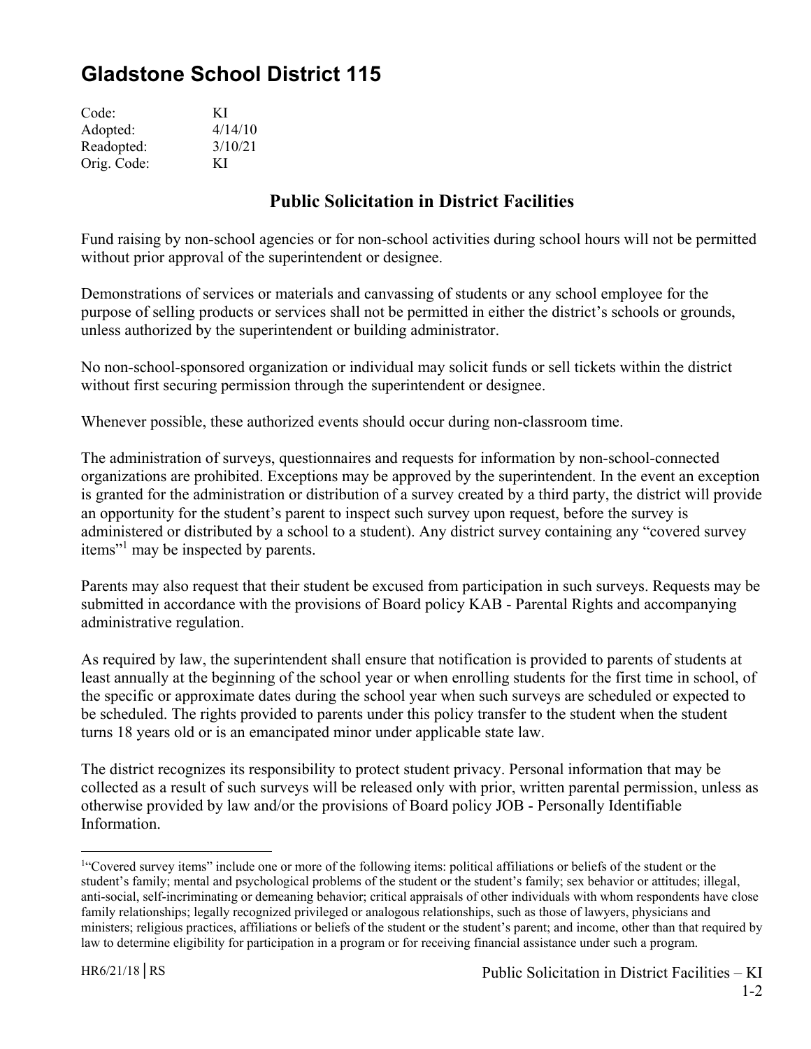# Gladstone School District 115

Code: KI
Adopted: 4/14/10
Readopted: 3/10/21
Orig. Code: KI

## Public Solicitation in District Facilities

Fund raising by non-school agencies or for non-school activities during school hours will not be permitted without prior approval of the superintendent or designee.

Demonstrations of services or materials and canvassing of students or any school employee for the purpose of selling products or services shall not be permitted in either the district's schools or grounds, unless authorized by the superintendent or building administrator.

No non-school-sponsored organization or individual may solicit funds or sell tickets within the district without first securing permission through the superintendent or designee.

Whenever possible, these authorized events should occur during non-classroom time.

The administration of surveys, questionnaires and requests for information by non-school-connected organizations are prohibited. Exceptions may be approved by the superintendent. In the event an exception is granted for the administration or distribution of a survey created by a third party, the district will provide an opportunity for the student's parent to inspect such survey upon request, before the survey is administered or distributed by a school to a student). Any district survey containing any "covered survey items"[1] may be inspected by parents.

Parents may also request that their student be excused from participation in such surveys. Requests may be submitted in accordance with the provisions of Board policy KAB - Parental Rights and accompanying administrative regulation.

As required by law, the superintendent shall ensure that notification is provided to parents of students at least annually at the beginning of the school year or when enrolling students for the first time in school, of the specific or approximate dates during the school year when such surveys are scheduled or expected to be scheduled. The rights provided to parents under this policy transfer to the student when the student turns 18 years old or is an emancipated minor under applicable state law.

The district recognizes its responsibility to protect student privacy. Personal information that may be collected as a result of such surveys will be released only with prior, written parental permission, unless as otherwise provided by law and/or the provisions of Board policy JOB - Personally Identifiable Information.

---

[1]"Covered survey items" include one or more of the following items: political affiliations or beliefs of the student or the student's family; mental and psychological problems of the student or the student's family; sex behavior or attitudes; illegal, anti-social, self-incriminating or demeaning behavior; critical appraisals of other individuals with whom respondents have close family relationships; legally recognized privileged or analogous relationships, such as those of lawyers, physicians and ministers; religious practices, affiliations or beliefs of the student or the student's parent; and income, other than that required by law to determine eligibility for participation in a program or for receiving financial assistance under such a program.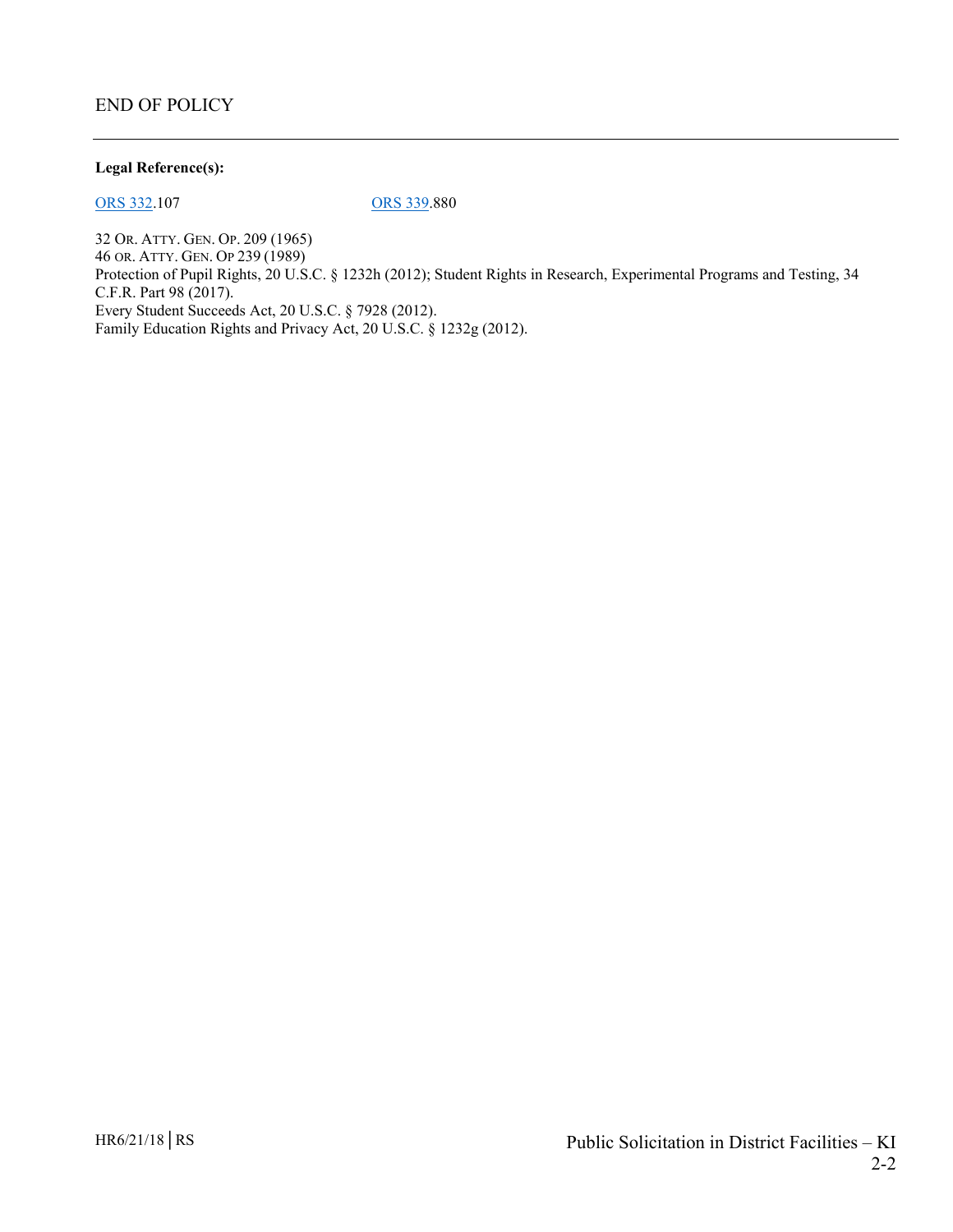END OF POLICY

---

**Legal Reference(s):**

ORS 332.107 ORS 339.880

32 OR. ATTY. GEN. OP. 209 (1965)
46 OR. ATTY. GEN. OP 239 (1989)
Protection of Pupil Rights, 20 U.S.C. § 1232h (2012); Student Rights in Research, Experimental Programs and Testing, 34 C.F.R. Part 98 (2017).
Every Student Succeeds Act, 20 U.S.C. § 7928 (2012).
Family Education Rights and Privacy Act, 20 U.S.C. § 1232g (2012).